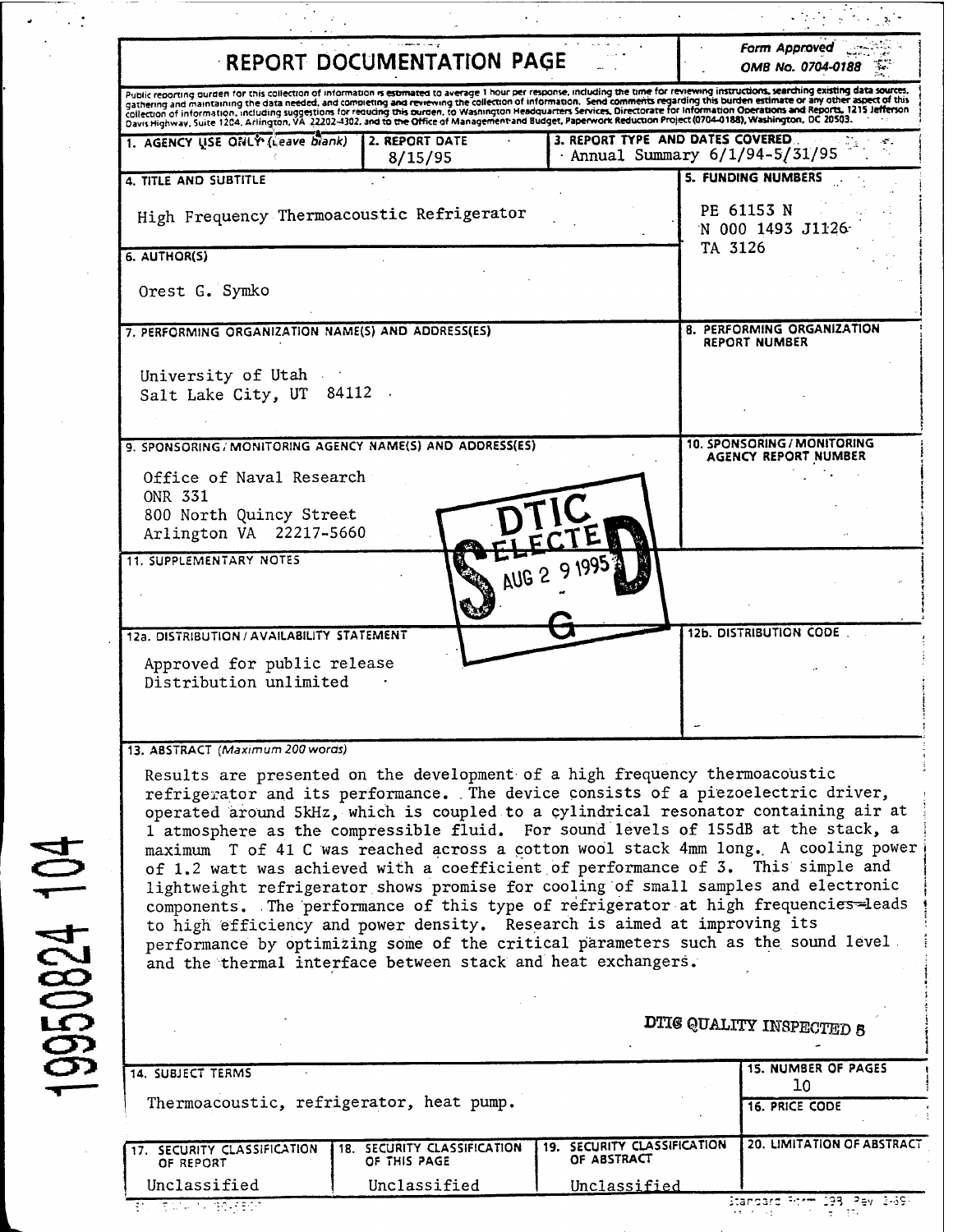# REPORT DOCUMENTATION PAGE

*Form Approved OMB No. 0704-0188*

Public reporting burden for this collection of information is estimated to average 1 hour per response, including the time for reviewing instructions, searching existing data sources, gathering and maintaining the data needed, and completing and reviewing the collection of information. Send comments regarding this burden estimate or any other aspect of this collection of information, including suggestions for reducing this burden, to Washington Headquarters Services, Directorate for Information Operations and Reports, 1215 Jefferson Davis Highway, Suite 1204, Arlington, VA 22202-4302, and to the Office of Management and Budget, Paperwork Reduction Project (0704-0188), Washington, DC 20503.

| 1. AGENCY USE ONLY (Leave blank) | 2. REPORT DATE | 3. REPORT TYPE AND DATES COVERED |
|---|---|---|
| | 8/15/95 | Annual Summary 6/1/94-5/31/95 |

**4. TITLE AND SUBTITLE**

High Frequency Thermoacoustic Refrigerator

**5. FUNDING NUMBERS**

PE 61153 N
N 000 1493 J1126
TA 3126

**6. AUTHOR(S)**

Orest G. Symko

**7. PERFORMING ORGANIZATION NAME(S) AND ADDRESS(ES)**

University of Utah
Salt Lake City, UT 84112

**8. PERFORMING ORGANIZATION REPORT NUMBER**

**9. SPONSORING/MONITORING AGENCY NAME(S) AND ADDRESS(ES)**

Office of Naval Research
ONR 331
800 North Quincy Street
Arlington VA 22217-5660

**10. SPONSORING/MONITORING AGENCY REPORT NUMBER**

DTIC ELECTE AUG 2 9 1995 S D G

**11. SUPPLEMENTARY NOTES**

**12a. DISTRIBUTION/AVAILABILITY STATEMENT**

Approved for public release
Distribution unlimited

**12b. DISTRIBUTION CODE**

**13. ABSTRACT** *(Maximum 200 words)*

Results are presented on the development of a high frequency thermoacoustic refrigerator and its performance. The device consists of a piezoelectric driver, operated around 5kHz, which is coupled to a cylindrical resonator containing air at 1 atmosphere as the compressible fluid. For sound levels of 155dB at the stack, a maximum T of 41 C was reached across a cotton wool stack 4mm long. A cooling power of 1.2 watt was achieved with a coefficient of performance of 3. This simple and lightweight refrigerator shows promise for cooling of small samples and electronic components. The performance of this type of refrigerator at high frequencies leads to high efficiency and power density. Research is aimed at improving its performance by optimizing some of the critical parameters such as the sound level and the thermal interface between stack and heat exchangers.

DTIC QUALITY INSPECTED 5

19950824 104

| 14. SUBJECT TERMS | 15. NUMBER OF PAGES |
|---|---|
| Thermoacoustic, refrigerator, heat pump. | 10 |
| | 16. PRICE CODE |

| 17. SECURITY CLASSIFICATION OF REPORT | 18. SECURITY CLASSIFICATION OF THIS PAGE | 19. SECURITY CLASSIFICATION OF ABSTRACT | 20. LIMITATION OF ABSTRACT |
|---|---|---|---|
| Unclassified | Unclassified | Unclassified | |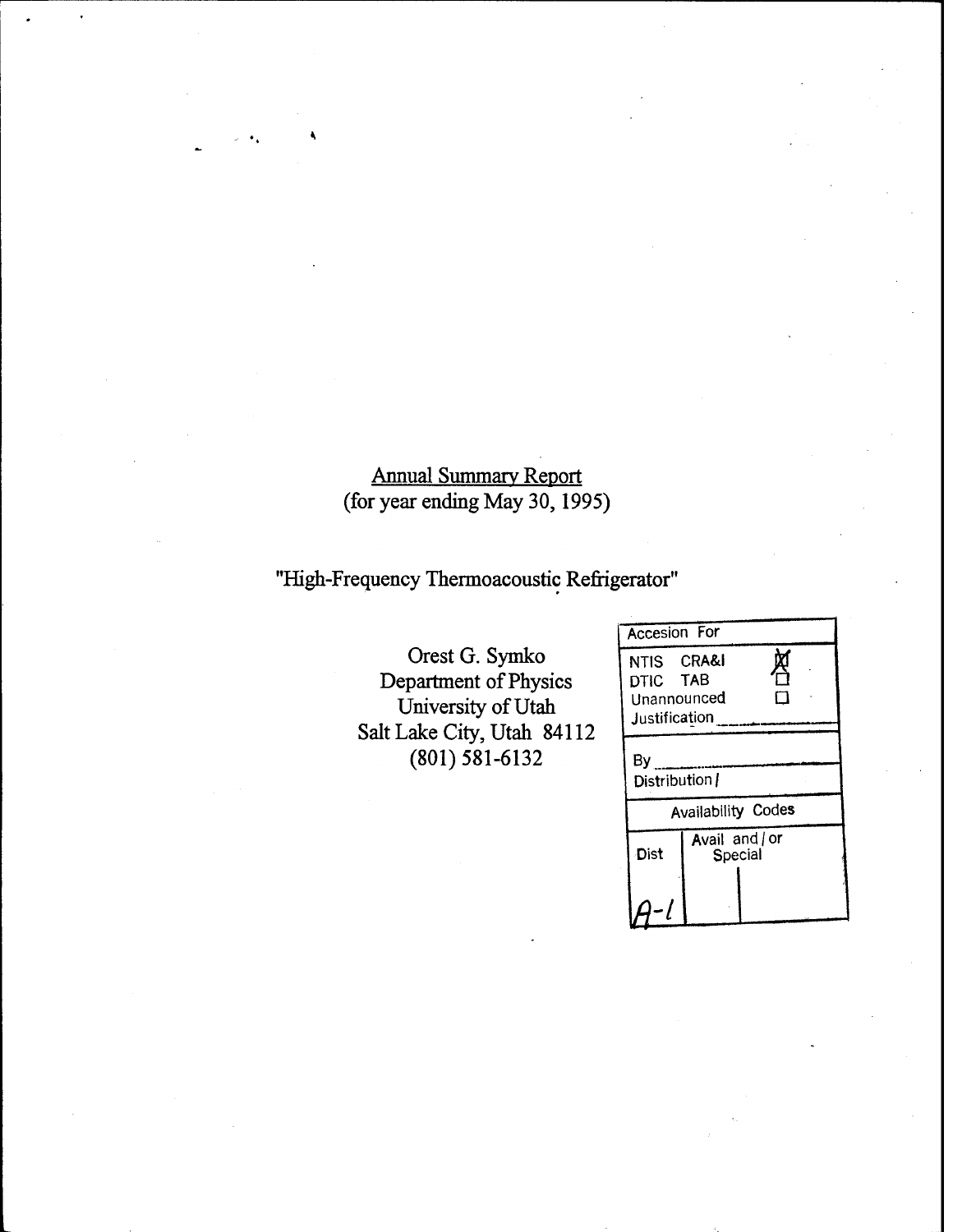Annual Summary Report
(for year ending May 30, 1995)

"High-Frequency Thermoacoustic Refrigerator"

Orest G. Symko
Department of Physics
University of Utah
Salt Lake City, Utah 84112
(801) 581-6132

| Accesion For | | |
|---|---|---|
| NTIS CRA&I | | ☒ |
| DTIC TAB | | ☐ |
| Unannounced | | ☐ |
| Justification | | |
| By | | |
| Distribution / | | |
| Availability Codes | | |
| Dist | Avail and / or Special | |
| A-1 | | |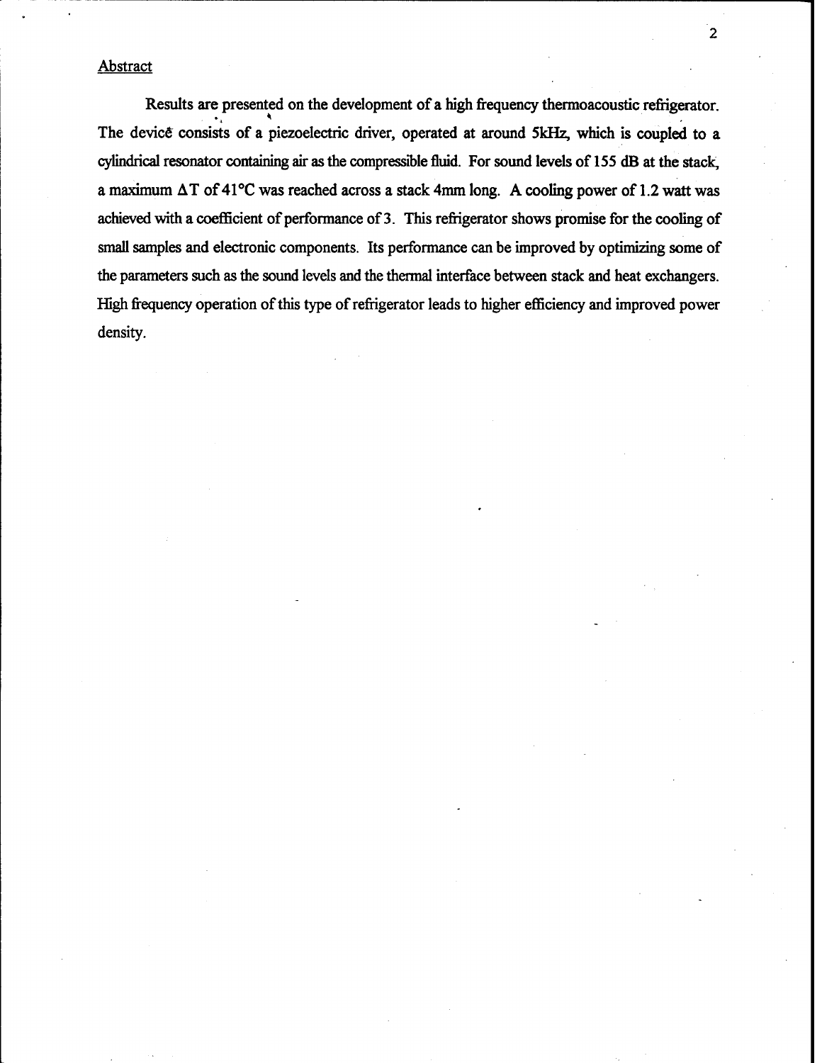## Abstract

Results are presented on the development of a high frequency thermoacoustic refrigerator. The device consists of a piezoelectric driver, operated at around 5kHz, which is coupled to a cylindrical resonator containing air as the compressible fluid. For sound levels of 155 dB at the stack, a maximum $\Delta T$ of 41°C was reached across a stack 4mm long. A cooling power of 1.2 watt was achieved with a coefficient of performance of 3. This refrigerator shows promise for the cooling of small samples and electronic components. Its performance can be improved by optimizing some of the parameters such as the sound levels and the thermal interface between stack and heat exchangers. High frequency operation of this type of refrigerator leads to higher efficiency and improved power density.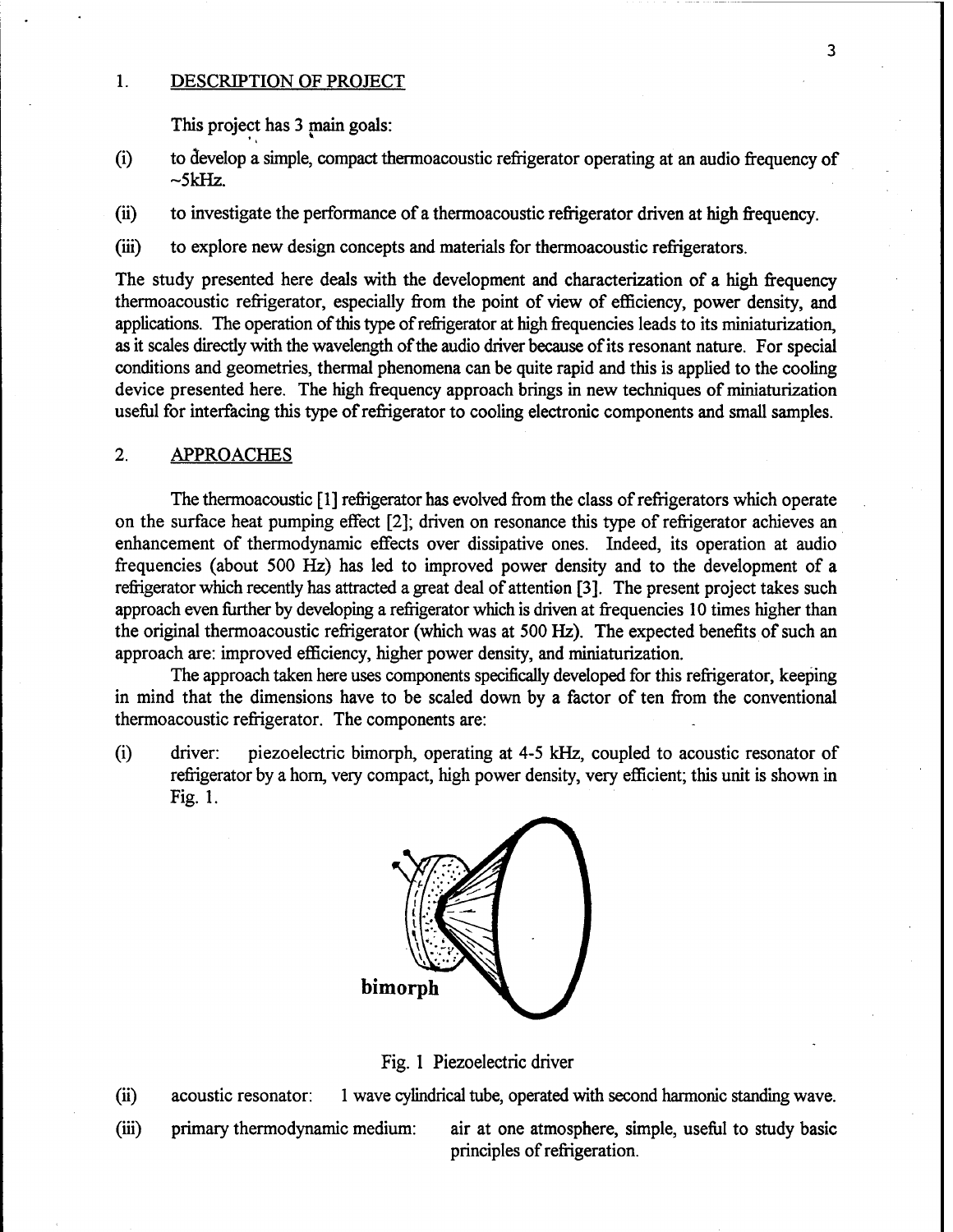## 1. DESCRIPTION OF PROJECT

This project has 3 main goals:

(i) to develop a simple, compact thermoacoustic refrigerator operating at an audio frequency of ~5kHz.

(ii) to investigate the performance of a thermoacoustic refrigerator driven at high frequency.

(iii) to explore new design concepts and materials for thermoacoustic refrigerators.

The study presented here deals with the development and characterization of a high frequency thermoacoustic refrigerator, especially from the point of view of efficiency, power density, and applications. The operation of this type of refrigerator at high frequencies leads to its miniaturization, as it scales directly with the wavelength of the audio driver because of its resonant nature. For special conditions and geometries, thermal phenomena can be quite rapid and this is applied to the cooling device presented here. The high frequency approach brings in new techniques of miniaturization useful for interfacing this type of refrigerator to cooling electronic components and small samples.

## 2. APPROACHES

The thermoacoustic [1] refrigerator has evolved from the class of refrigerators which operate on the surface heat pumping effect [2]; driven on resonance this type of refrigerator achieves an enhancement of thermodynamic effects over dissipative ones. Indeed, its operation at audio frequencies (about 500 Hz) has led to improved power density and to the development of a refrigerator which recently has attracted a great deal of attention [3]. The present project takes such approach even further by developing a refrigerator which is driven at frequencies 10 times higher than the original thermoacoustic refrigerator (which was at 500 Hz). The expected benefits of such an approach are: improved efficiency, higher power density, and miniaturization.

The approach taken here uses components specifically developed for this refrigerator, keeping in mind that the dimensions have to be scaled down by a factor of ten from the conventional thermoacoustic refrigerator. The components are:

(i) driver: piezoelectric bimorph, operating at 4-5 kHz, coupled to acoustic resonator of refrigerator by a horn, very compact, high power density, very efficient; this unit is shown in Fig. 1.

bimorph

Fig. 1 Piezoelectric driver

(ii) acoustic resonator: 1 wave cylindrical tube, operated with second harmonic standing wave.

(iii) primary thermodynamic medium: air at one atmosphere, simple, useful to study basic principles of refrigeration.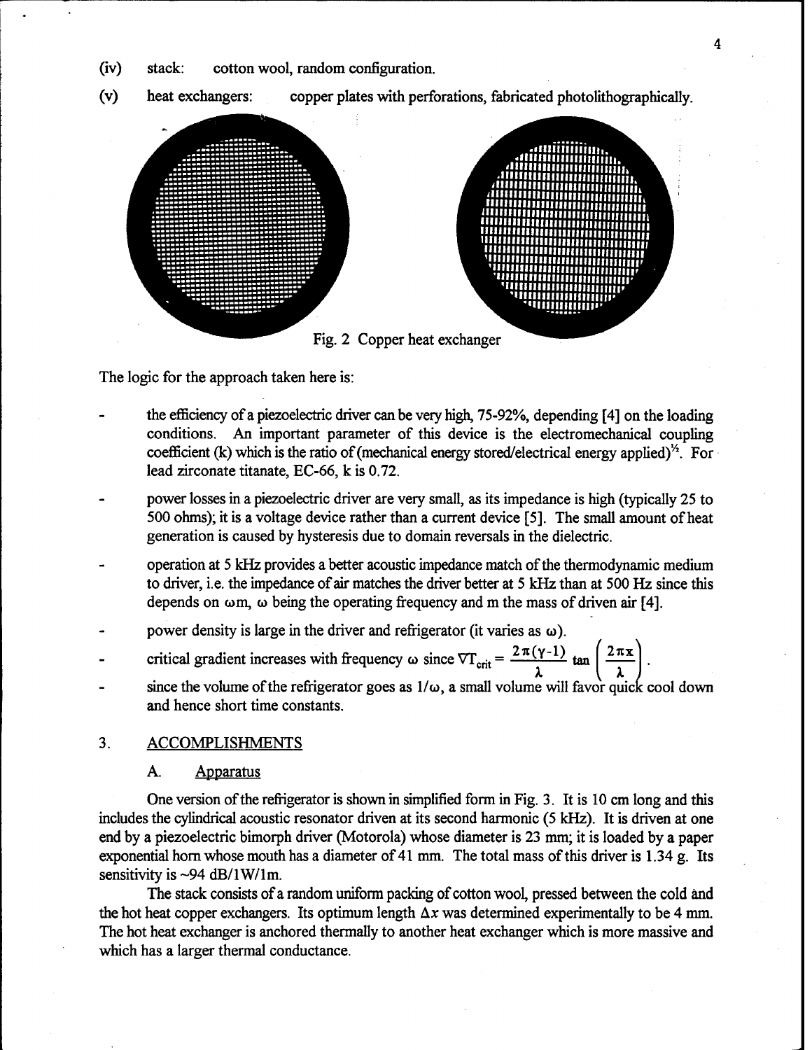(iv) stack: cotton wool, random configuration.

(v) heat exchangers: copper plates with perforations, fabricated photolithographically.

Fig. 2 Copper heat exchanger

The logic for the approach taken here is:

- the efficiency of a piezoelectric driver can be very high, 75-92%, depending [4] on the loading conditions. An important parameter of this device is the electromechanical coupling coefficient (k) which is the ratio of (mechanical energy stored/electrical energy applied)$^{1/2}$. For lead zirconate titanate, EC-66, k is 0.72.
- power losses in a piezoelectric driver are very small, as its impedance is high (typically 25 to 500 ohms); it is a voltage device rather than a current device [5]. The small amount of heat generation is caused by hysteresis due to domain reversals in the dielectric.
- operation at 5 kHz provides a better acoustic impedance match of the thermodynamic medium to driver, i.e. the impedance of air matches the driver better at 5 kHz than at 500 Hz since this depends on $\omega m$, $\omega$ being the operating frequency and m the mass of driven air [4].
- power density is large in the driver and refrigerator (it varies as $\omega$).
- critical gradient increases with frequency $\omega$ since $\nabla T_{crit} = \frac{2\pi(\gamma-1)}{\lambda} \tan\left(\frac{2\pi x}{\lambda}\right)$.
- since the volume of the refrigerator goes as $1/\omega$, a small volume will favor quick cool down and hence short time constants.

## 3. ACCOMPLISHMENTS

### A. Apparatus

One version of the refrigerator is shown in simplified form in Fig. 3. It is 10 cm long and this includes the cylindrical acoustic resonator driven at its second harmonic (5 kHz). It is driven at one end by a piezoelectric bimorph driver (Motorola) whose diameter is 23 mm; it is loaded by a paper exponential horn whose mouth has a diameter of 41 mm. The total mass of this driver is 1.34 g. Its sensitivity is ~94 dB/1W/1m.

The stack consists of a random uniform packing of cotton wool, pressed between the cold and the hot heat copper exchangers. Its optimum length $\Delta x$ was determined experimentally to be 4 mm. The hot heat exchanger is anchored thermally to another heat exchanger which is more massive and which has a larger thermal conductance.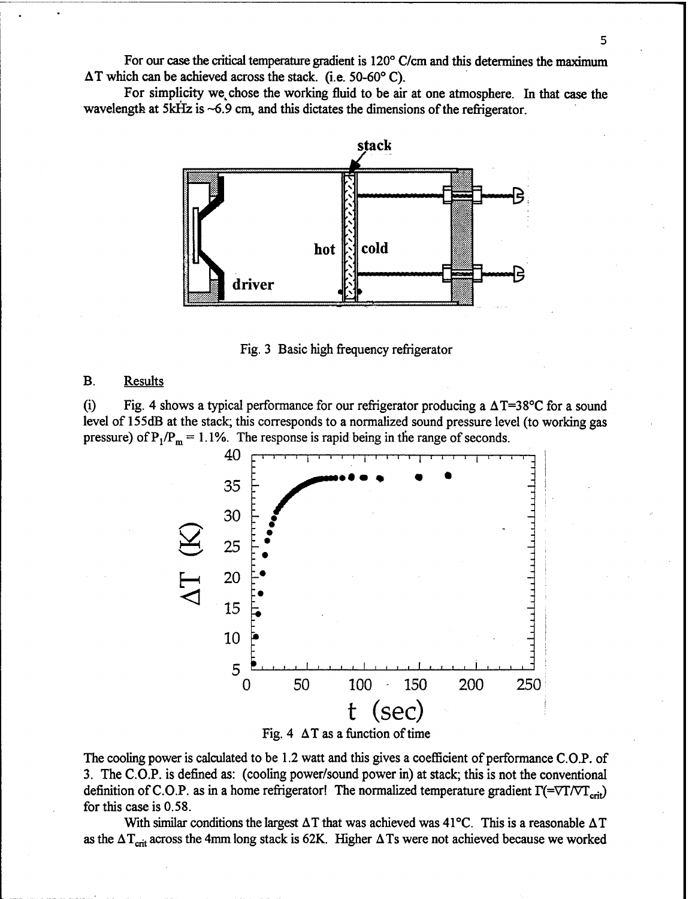For our case the critical temperature gradient is 120° C/cm and this determines the maximum $\Delta T$ which can be achieved across the stack. (i.e. 50-60° C).

For simplicity we chose the working fluid to be air at one atmosphere. In that case the wavelength at 5kHz is ~6.9 cm, and this dictates the dimensions of the refrigerator.

Fig. 3 Basic high frequency refrigerator

## B. Results

(i) Fig. 4 shows a typical performance for our refrigerator producing a $\Delta T$=38°C for a sound level of 155dB at the stack; this corresponds to a normalized sound pressure level (to working gas pressure) of $P_1/P_m$ = 1.1%. The response is rapid being in the range of seconds.

Fig. 4 $\Delta T$ as a function of time

The cooling power is calculated to be 1.2 watt and this gives a coefficient of performance C.O.P. of 3. The C.O.P. is defined as: (cooling power/sound power in) at stack; this is not the conventional definition of C.O.P. as in a home refrigerator! The normalized temperature gradient $\Gamma(=\nabla T/\nabla T_{crit})$ for this case is 0.58.

With similar conditions the largest $\Delta T$ that was achieved was 41°C. This is a reasonable $\Delta T$ as the $\Delta T_{crit}$ across the 4mm long stack is 62K. Higher $\Delta T$s were not achieved because we worked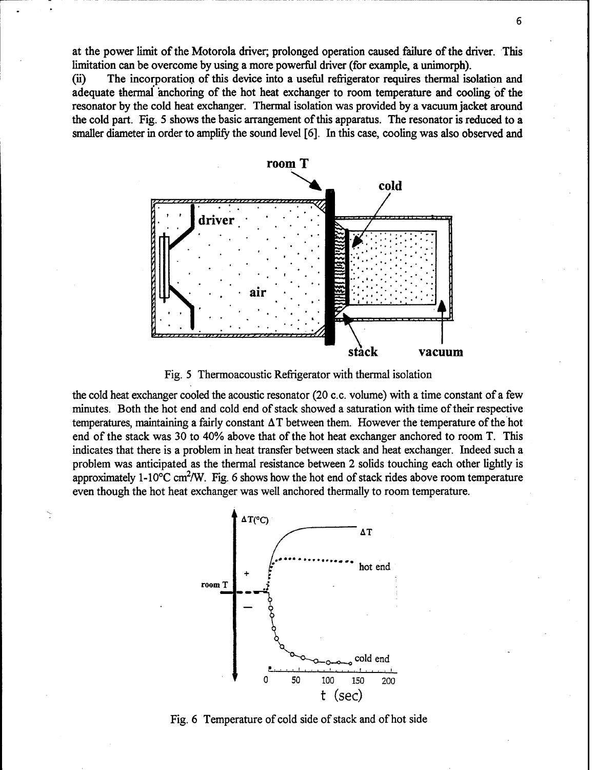at the power limit of the Motorola driver; prolonged operation caused failure of the driver. This limitation can be overcome by using a more powerful driver (for example, a unimorph).

(ii) The incorporation of this device into a useful refrigerator requires thermal isolation and adequate thermal anchoring of the hot heat exchanger to room temperature and cooling of the resonator by the cold heat exchanger. Thermal isolation was provided by a vacuum jacket around the cold part. Fig. 5 shows the basic arrangement of this apparatus. The resonator is reduced to a smaller diameter in order to amplify the sound level [6]. In this case, cooling was also observed and

Fig. 5 Thermoacoustic Refrigerator with thermal isolation

the cold heat exchanger cooled the acoustic resonator (20 c.c. volume) with a time constant of a few minutes. Both the hot end and cold end of stack showed a saturation with time of their respective temperatures, maintaining a fairly constant $\Delta T$ between them. However the temperature of the hot end of the stack was 30 to 40% above that of the hot heat exchanger anchored to room T. This indicates that there is a problem in heat transfer between stack and heat exchanger. Indeed such a problem was anticipated as the thermal resistance between 2 solids touching each other lightly is approximately 1-10°C cm$^2$/W. Fig. 6 shows how the hot end of stack rides above room temperature even though the hot heat exchanger was well anchored thermally to room temperature.

Fig. 6 Temperature of cold side of stack and of hot side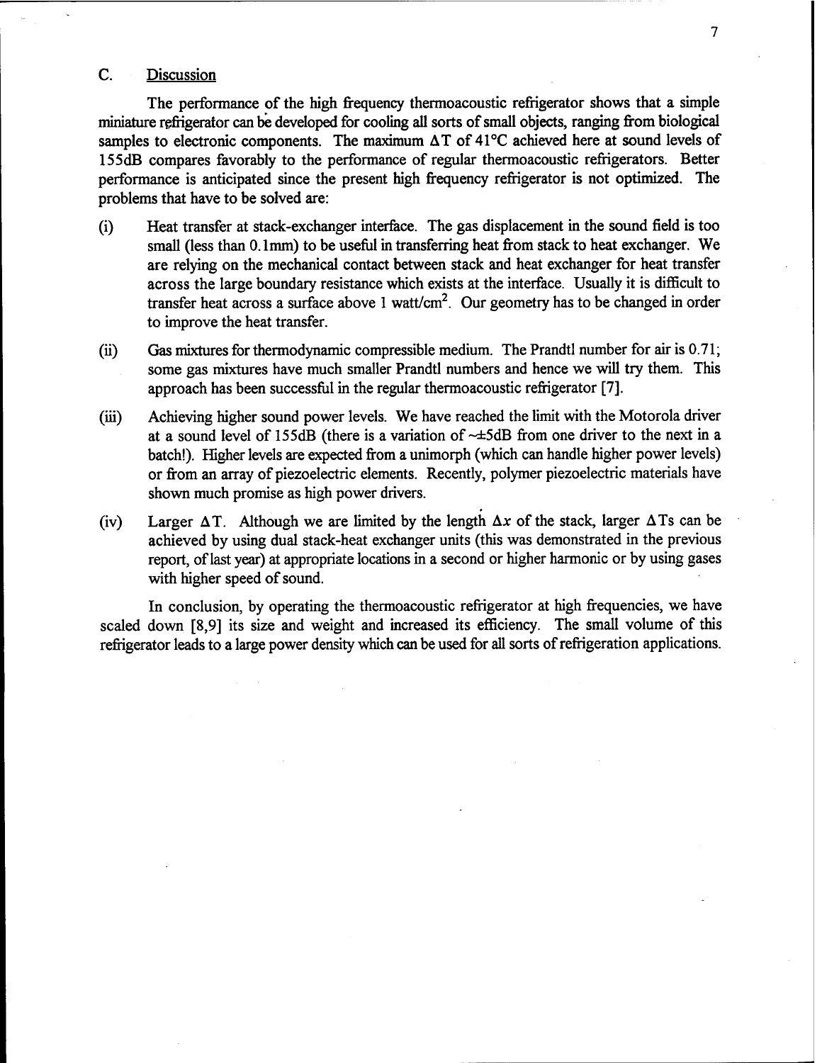## C. Discussion

The performance of the high frequency thermoacoustic refrigerator shows that a simple miniature refrigerator can be developed for cooling all sorts of small objects, ranging from biological samples to electronic components. The maximum $\Delta T$ of 41°C achieved here at sound levels of 155dB compares favorably to the performance of regular thermoacoustic refrigerators. Better performance is anticipated since the present high frequency refrigerator is not optimized. The problems that have to be solved are:

(i) Heat transfer at stack-exchanger interface. The gas displacement in the sound field is too small (less than 0.1mm) to be useful in transferring heat from stack to heat exchanger. We are relying on the mechanical contact between stack and heat exchanger for heat transfer across the large boundary resistance which exists at the interface. Usually it is difficult to transfer heat across a surface above 1 watt/cm$^2$. Our geometry has to be changed in order to improve the heat transfer.

(ii) Gas mixtures for thermodynamic compressible medium. The Prandtl number for air is 0.71; some gas mixtures have much smaller Prandtl numbers and hence we will try them. This approach has been successful in the regular thermoacoustic refrigerator [7].

(iii) Achieving higher sound power levels. We have reached the limit with the Motorola driver at a sound level of 155dB (there is a variation of ~±5dB from one driver to the next in a batch!). Higher levels are expected from a unimorph (which can handle higher power levels) or from an array of piezoelectric elements. Recently, polymer piezoelectric materials have shown much promise as high power drivers.

(iv) Larger $\Delta T$. Although we are limited by the length $\Delta x$ of the stack, larger $\Delta T$s can be achieved by using dual stack-heat exchanger units (this was demonstrated in the previous report, of last year) at appropriate locations in a second or higher harmonic or by using gases with higher speed of sound.

In conclusion, by operating the thermoacoustic refrigerator at high frequencies, we have scaled down [8,9] its size and weight and increased its efficiency. The small volume of this refrigerator leads to a large power density which can be used for all sorts of refrigeration applications.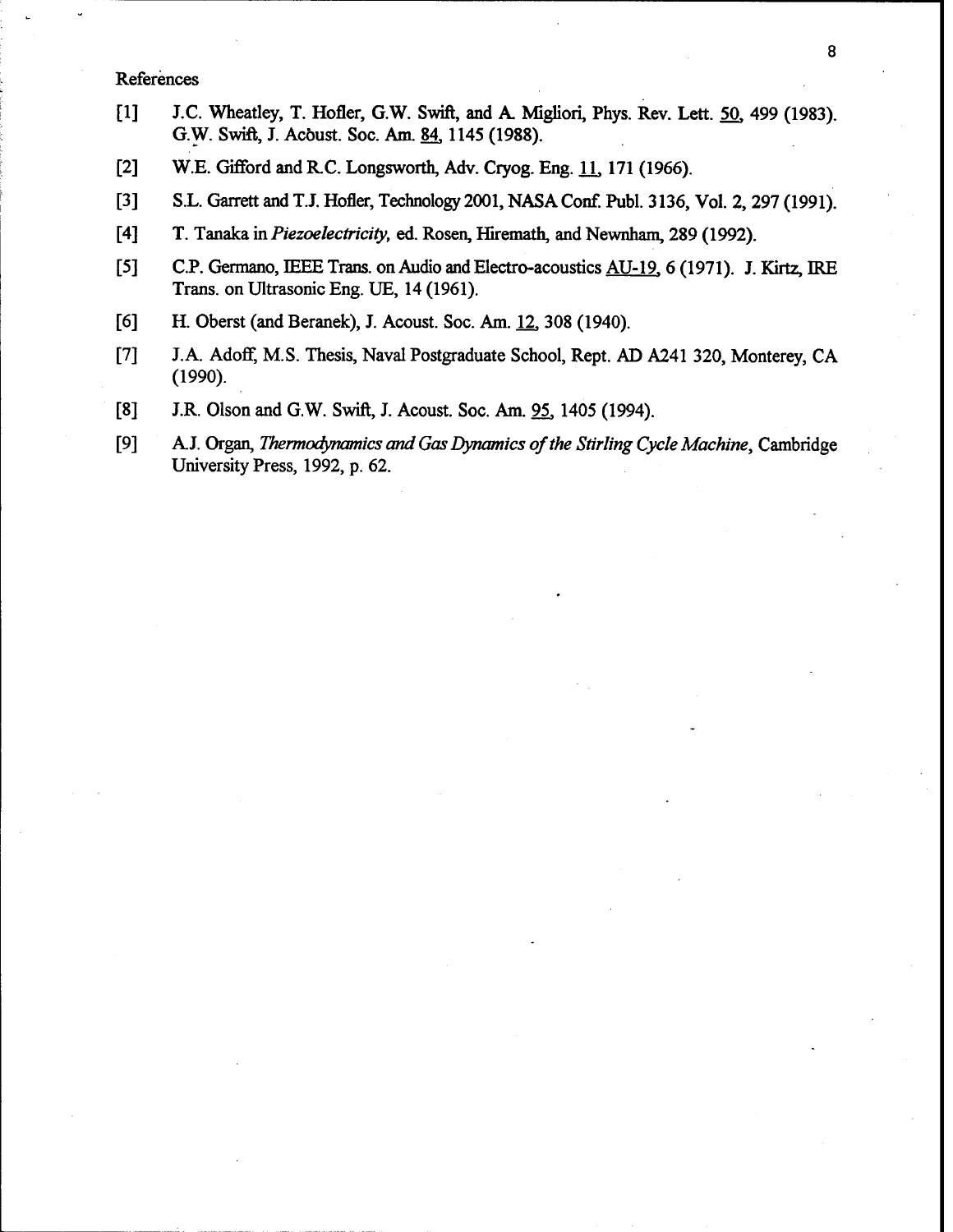References

[1] J.C. Wheatley, T. Hofler, G.W. Swift, and A. Migliori, Phys. Rev. Lett. 50, 499 (1983). G.W. Swift, J. Acoust. Soc. Am. 84, 1145 (1988).

[2] W.E. Gifford and R.C. Longsworth, Adv. Cryog. Eng. 11, 171 (1966).

[3] S.L. Garrett and T.J. Hofler, Technology 2001, NASA Conf. Publ. 3136, Vol. 2, 297 (1991).

[4] T. Tanaka in *Piezoelectricity*, ed. Rosen, Hiremath, and Newnham, 289 (1992).

[5] C.P. Germano, IEEE Trans. on Audio and Electro-acoustics AU-19, 6 (1971). J. Kirtz, IRE Trans. on Ultrasonic Eng. UE, 14 (1961).

[6] H. Oberst (and Beranek), J. Acoust. Soc. Am. 12, 308 (1940).

[7] J.A. Adoff, M.S. Thesis, Naval Postgraduate School, Rept. AD A241 320, Monterey, CA (1990).

[8] J.R. Olson and G.W. Swift, J. Acoust. Soc. Am. 95, 1405 (1994).

[9] A.J. Organ, *Thermodynamics and Gas Dynamics of the Stirling Cycle Machine*, Cambridge University Press, 1992, p. 62.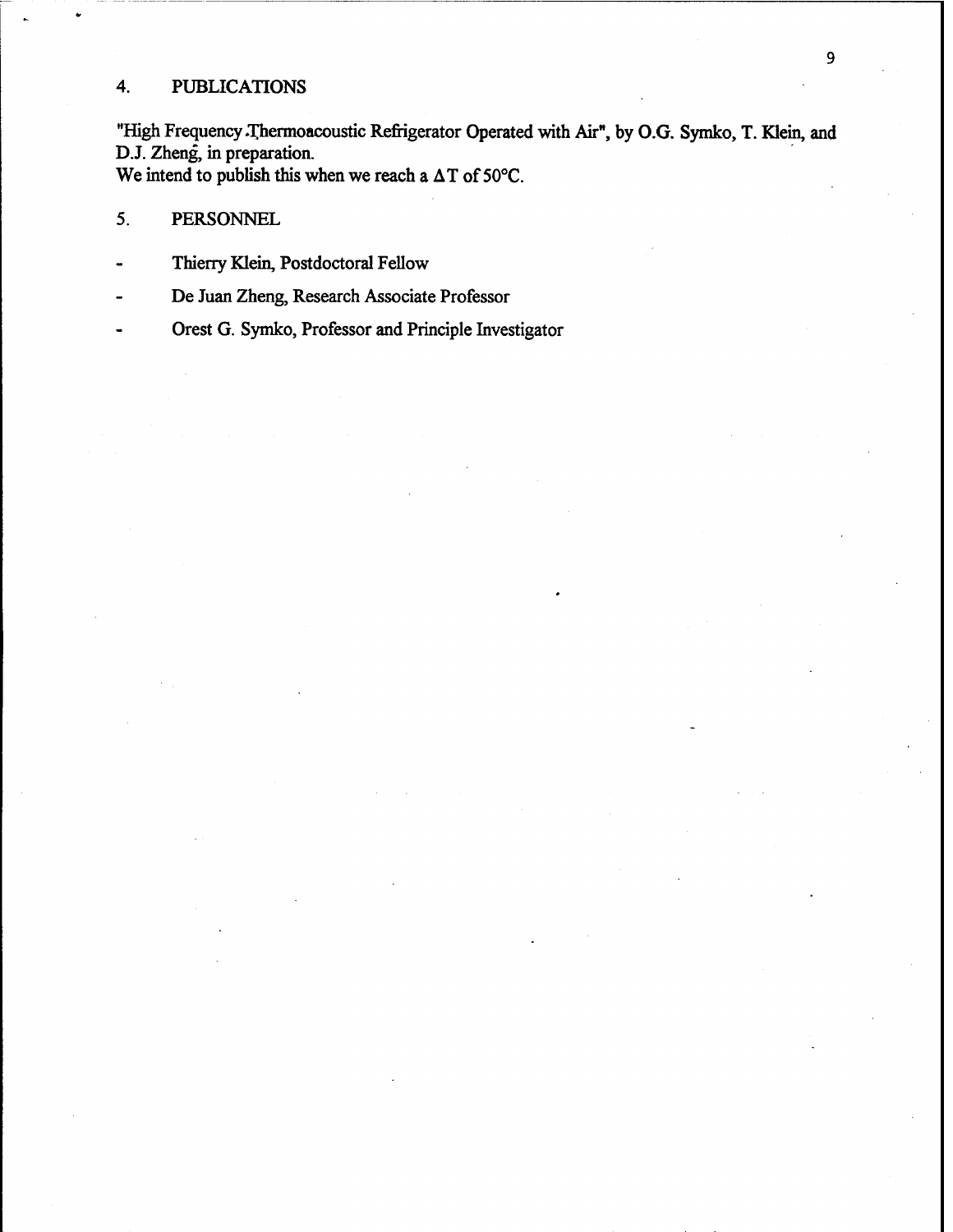## 4. PUBLICATIONS

"High Frequency Thermoacoustic Refrigerator Operated with Air", by O.G. Symko, T. Klein, and D.J. Zheng, in preparation.
We intend to publish this when we reach a $\Delta T$ of 50°C.

## 5. PERSONNEL

- Thierry Klein, Postdoctoral Fellow
- De Juan Zheng, Research Associate Professor
- Orest G. Symko, Professor and Principle Investigator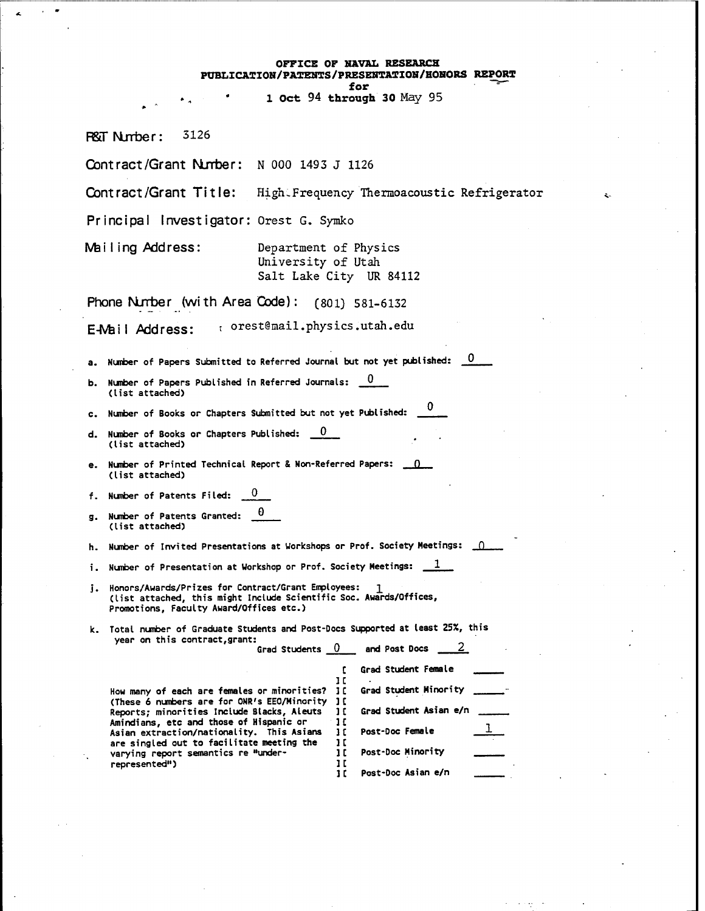# OFFICE OF NAVAL RESEARCH
## PUBLICATION/PATENTS/PRESENTATION/HONORS REPORT
**for**
**1 Oct 94 through 30 May 95**

R&T Number: 3126

Contract/Grant Number: N 000 1493 J 1126

Contract/Grant Title: High-Frequency Thermoacoustic Refrigerator

Principal Investigator: Orest G. Symko

Mailing Address: Department of Physics
University of Utah
Salt Lake City UR 84112

Phone Number (with Area Code): (801) 581-6132

E-Mail Address: orest@mail.physics.utah.edu

a. Number of Papers Submitted to Referred Journal but not yet published: 0

b. Number of Papers Published in Referred Journals: 0
(list attached)

c. Number of Books or Chapters Submitted but not yet Published: 0

d. Number of Books or Chapters Published: 0
(list attached)

e. Number of Printed Technical Report & Non-Referred Papers: 0
(list attached)

f. Number of Patents Filed: 0

g. Number of Patents Granted: 0
(list attached)

h. Number of Invited Presentations at Workshops or Prof. Society Meetings: 0

i. Number of Presentation at Workshop or Prof. Society Meetings: 1

j. Honors/Awards/Prizes for Contract/Grant Employees: 1
(list attached, this might include Scientific Soc. Awards/Offices, Promotions, Faculty Award/Offices etc.)

k. Total number of Graduate Students and Post-Docs Supported at least 25%, this year on this contract,grant:
Grad Students 0 and Post Docs 2

How many of each are females or minorities? (These 6 numbers are for ONR's EEO/Minority Reports; minorities include Blacks, Aleuts Amindians, etc and those of Hispanic or Asian extraction/nationality. This Asians are singled out to facilitate meeting the varying report semantics re "under-represented")

| | |
|---|---|
| Grad Student Female | |
| Grad Student Minority | |
| Grad Student Asian e/n | |
| Post-Doc Female | 1 |
| Post-Doc Minority | |
| Post-Doc Asian e/n | |